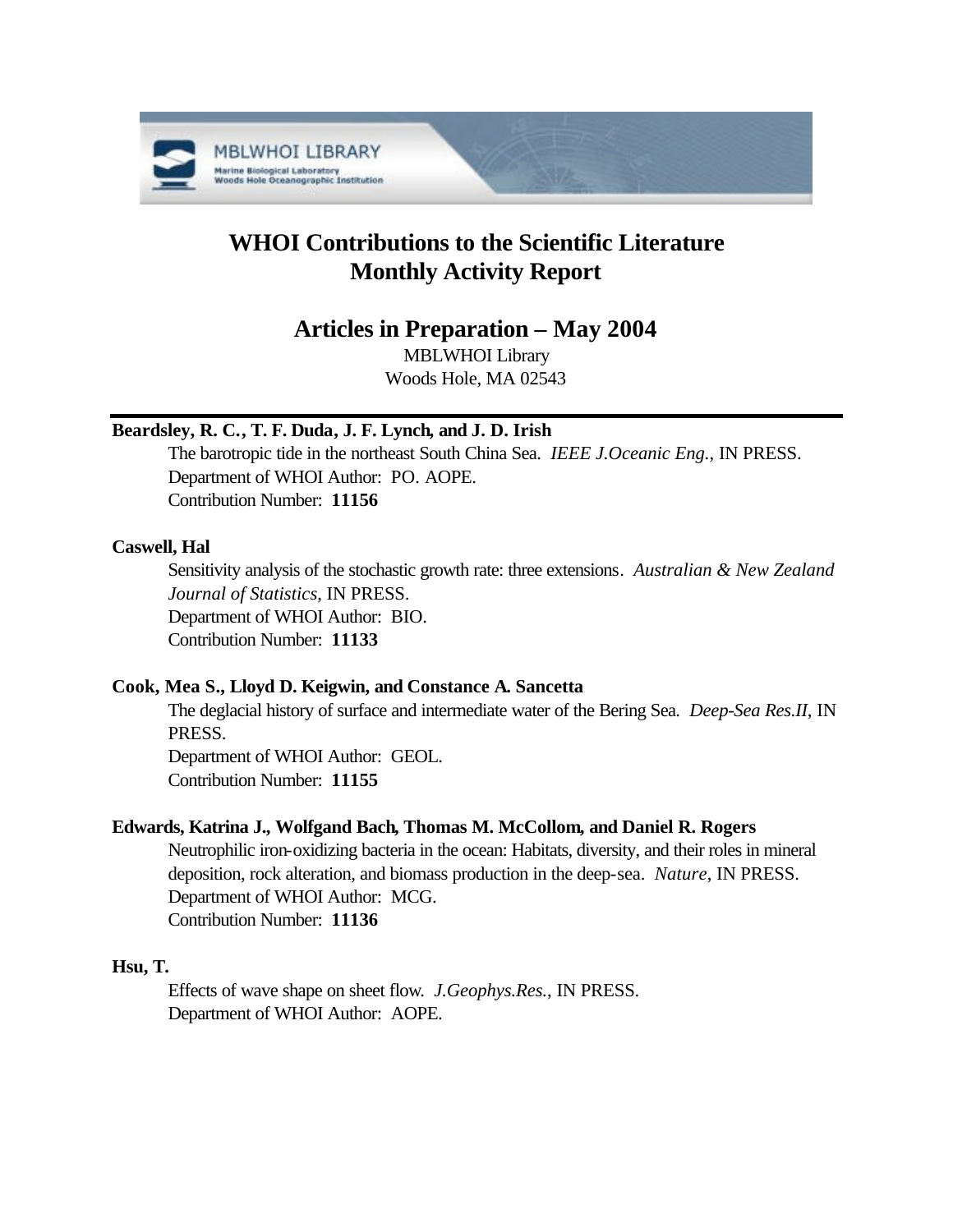# WHOI Contributions to the Scientific Literature
# Monthly Activity Report

## Articles in Preparation – May 2004

MBLWHOI Library
Woods Hole, MA 02543

---

**Beardsley, R. C., T. F. Duda, J. F. Lynch, and J. D. Irish**

The barotropic tide in the northeast South China Sea. *IEEE J.Oceanic Eng.*, IN PRESS.
Department of WHOI Author: PO. AOPE.
Contribution Number: **11156**

**Caswell, Hal**

Sensitivity analysis of the stochastic growth rate: three extensions. *Australian & New Zealand Journal of Statistics*, IN PRESS.
Department of WHOI Author: BIO.
Contribution Number: **11133**

**Cook, Mea S., Lloyd D. Keigwin, and Constance A. Sancetta**

The deglacial history of surface and intermediate water of the Bering Sea. *Deep-Sea Res.II*, IN PRESS.
Department of WHOI Author: GEOL.
Contribution Number: **11155**

**Edwards, Katrina J., Wolfgand Bach, Thomas M. McCollom, and Daniel R. Rogers**

Neutrophilic iron-oxidizing bacteria in the ocean: Habitats, diversity, and their roles in mineral deposition, rock alteration, and biomass production in the deep-sea. *Nature*, IN PRESS.
Department of WHOI Author: MCG.
Contribution Number: **11136**

**Hsu, T.**

Effects of wave shape on sheet flow. *J.Geophys.Res.*, IN PRESS.
Department of WHOI Author: AOPE.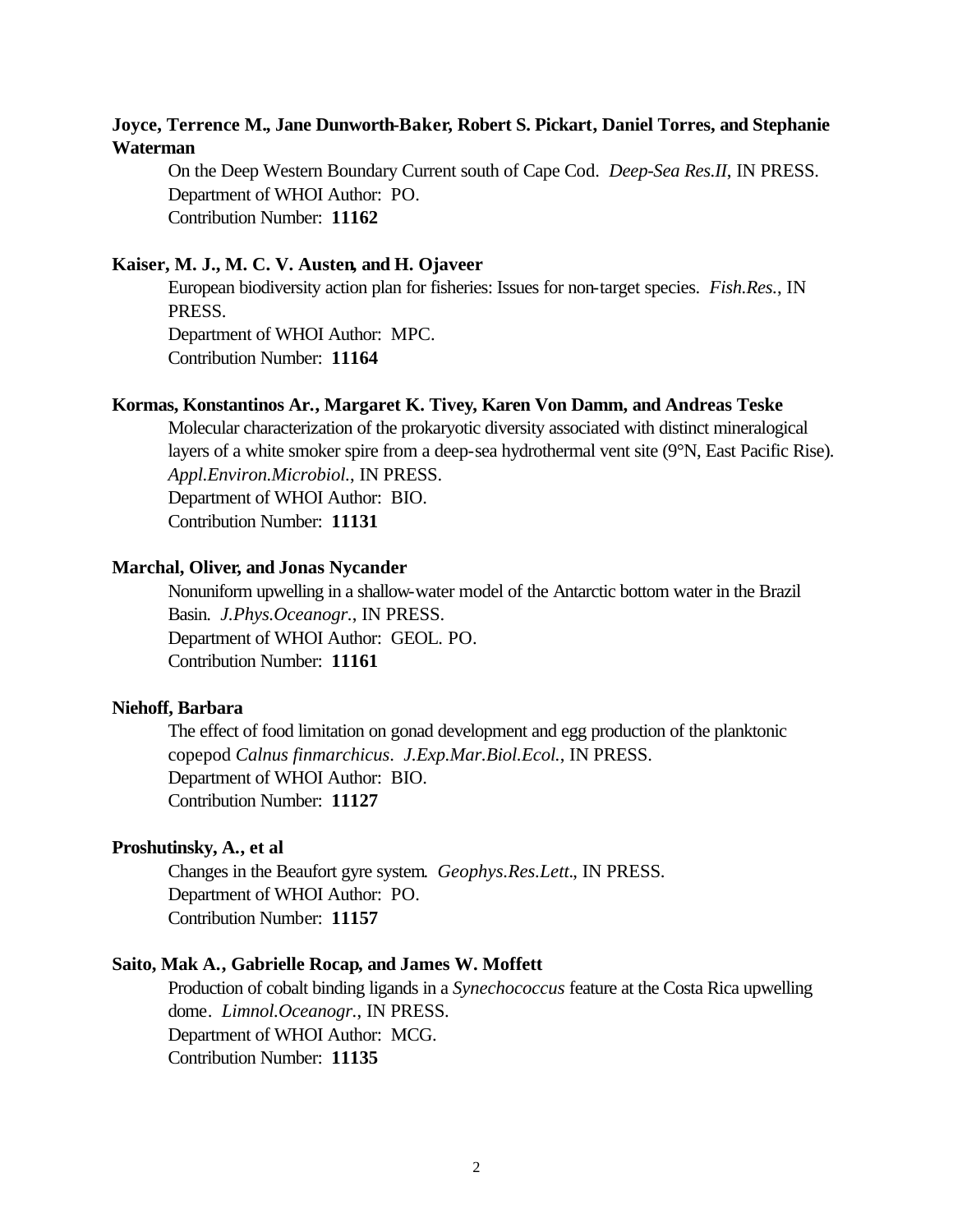**Joyce, Terrence M., Jane Dunworth-Baker, Robert S. Pickart, Daniel Torres, and Stephanie Waterman**

On the Deep Western Boundary Current south of Cape Cod. *Deep-Sea Res.II*, IN PRESS.
Department of WHOI Author: PO.
Contribution Number: **11162**

**Kaiser, M. J., M. C. V. Austen, and H. Ojaveer**

European biodiversity action plan for fisheries: Issues for non-target species. *Fish.Res.*, IN PRESS.
Department of WHOI Author: MPC.
Contribution Number: **11164**

**Kormas, Konstantinos Ar., Margaret K. Tivey, Karen Von Damm, and Andreas Teske**

Molecular characterization of the prokaryotic diversity associated with distinct mineralogical layers of a white smoker spire from a deep-sea hydrothermal vent site (9°N, East Pacific Rise). *Appl.Environ.Microbiol.*, IN PRESS.
Department of WHOI Author: BIO.
Contribution Number: **11131**

**Marchal, Oliver, and Jonas Nycander**

Nonuniform upwelling in a shallow-water model of the Antarctic bottom water in the Brazil Basin. *J.Phys.Oceanogr.*, IN PRESS.
Department of WHOI Author: GEOL. PO.
Contribution Number: **11161**

**Niehoff, Barbara**

The effect of food limitation on gonad development and egg production of the planktonic copepod *Calnus finmarchicus*. *J.Exp.Mar.Biol.Ecol.*, IN PRESS.
Department of WHOI Author: BIO.
Contribution Number: **11127**

**Proshutinsky, A., et al**

Changes in the Beaufort gyre system. *Geophys.Res.Lett.*, IN PRESS.
Department of WHOI Author: PO.
Contribution Number: **11157**

**Saito, Mak A., Gabrielle Rocap, and James W. Moffett**

Production of cobalt binding ligands in a *Synechococcus* feature at the Costa Rica upwelling dome. *Limnol.Oceanogr.*, IN PRESS.
Department of WHOI Author: MCG.
Contribution Number: **11135**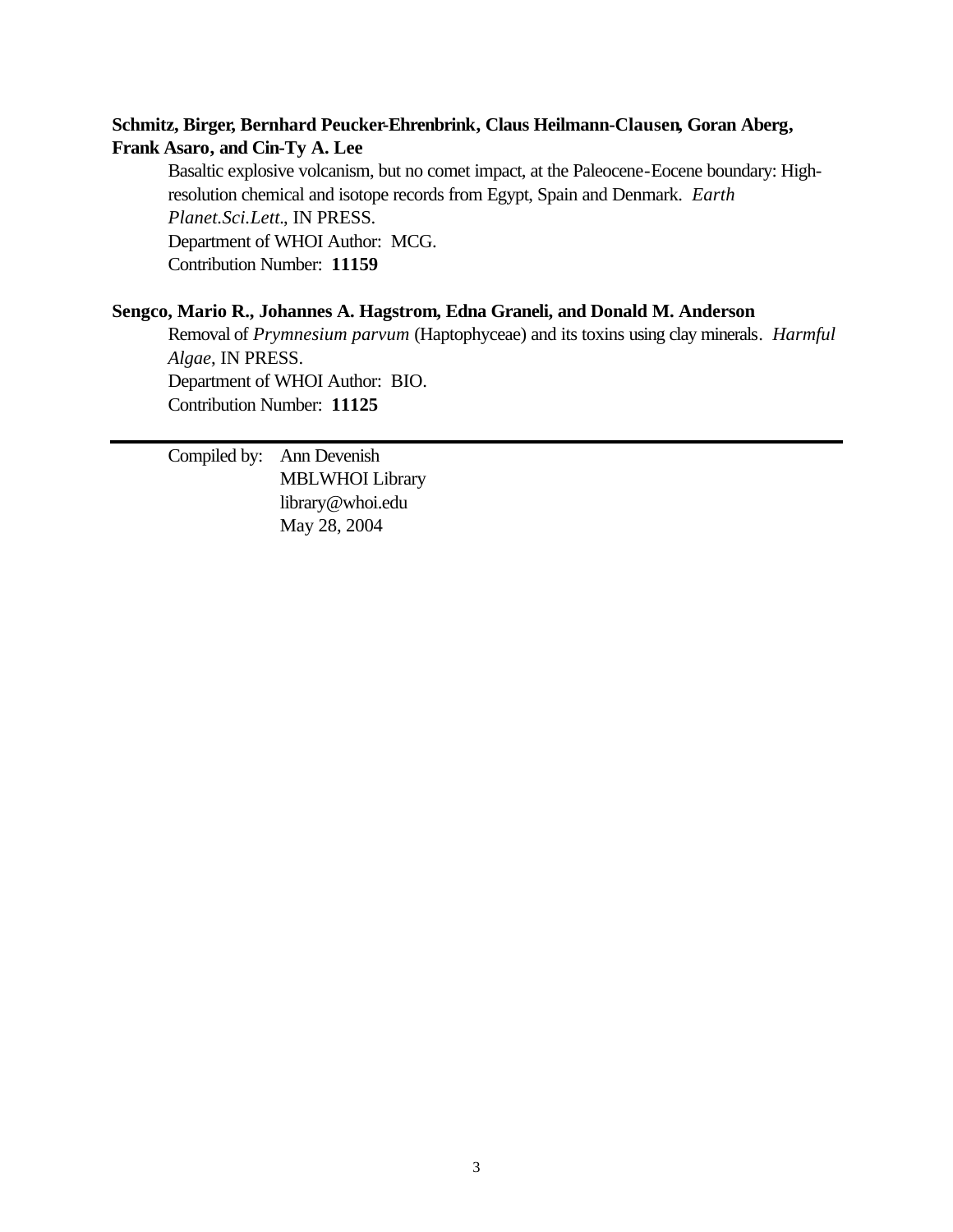**Schmitz, Birger, Bernhard Peucker-Ehrenbrink, Claus Heilmann-Clausen, Goran Aberg, Frank Asaro, and Cin-Ty A. Lee**

Basaltic explosive volcanism, but no comet impact, at the Paleocene-Eocene boundary: High-resolution chemical and isotope records from Egypt, Spain and Denmark. *Earth Planet.Sci.Lett.*, IN PRESS.
Department of WHOI Author: MCG.
Contribution Number: **11159**

**Sengco, Mario R., Johannes A. Hagstrom, Edna Graneli, and Donald M. Anderson**

Removal of *Prymnesium parvum* (Haptophyceae) and its toxins using clay minerals. *Harmful Algae*, IN PRESS.
Department of WHOI Author: BIO.
Contribution Number: **11125**

---

Compiled by: Ann Devenish
MBLWHOI Library
library@whoi.edu
May 28, 2004